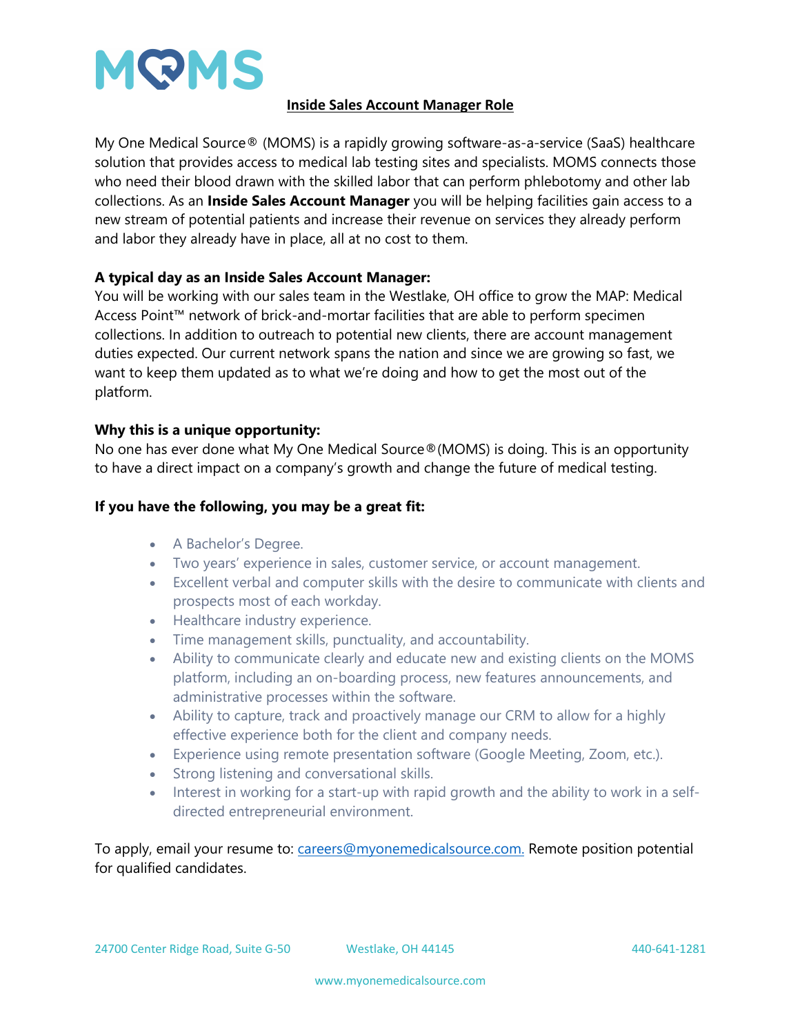# MOMS

## Inside Sales Account Manager Role

My One Medical Source® (MOMS) is a rapidly growing software-as-a-service (SaaS) healthcare solution that provides access to medical lab testing sites and specialists. MOMS connects those who need their blood drawn with the skilled labor that can perform phlebotomy and other lab collections. As an **Inside Sales Account Manager** you will be helping facilities gain access to a new stream of potential patients and increase their revenue on services they already perform and labor they already have in place, all at no cost to them.

**A typical day as an Inside Sales Account Manager:**

You will be working with our sales team in the Westlake, OH office to grow the MAP: Medical Access Point™ network of brick-and-mortar facilities that are able to perform specimen collections. In addition to outreach to potential new clients, there are account management duties expected. Our current network spans the nation and since we are growing so fast, we want to keep them updated as to what we're doing and how to get the most out of the platform.

**Why this is a unique opportunity:**

No one has ever done what My One Medical Source®(MOMS) is doing. This is an opportunity to have a direct impact on a company's growth and change the future of medical testing.

**If you have the following, you may be a great fit:**

- A Bachelor's Degree.
- Two years' experience in sales, customer service, or account management.
- Excellent verbal and computer skills with the desire to communicate with clients and prospects most of each workday.
- Healthcare industry experience.
- Time management skills, punctuality, and accountability.
- Ability to communicate clearly and educate new and existing clients on the MOMS platform, including an on-boarding process, new features announcements, and administrative processes within the software.
- Ability to capture, track and proactively manage our CRM to allow for a highly effective experience both for the client and company needs.
- Experience using remote presentation software (Google Meeting, Zoom, etc.).
- Strong listening and conversational skills.
- Interest in working for a start-up with rapid growth and the ability to work in a self-directed entrepreneurial environment.

To apply, email your resume to: careers@myonemedicalsource.com. Remote position potential for qualified candidates.

24700 Center Ridge Road, Suite G-50 Westlake, OH 44145 440-641-1281

www.myonemedicalsource.com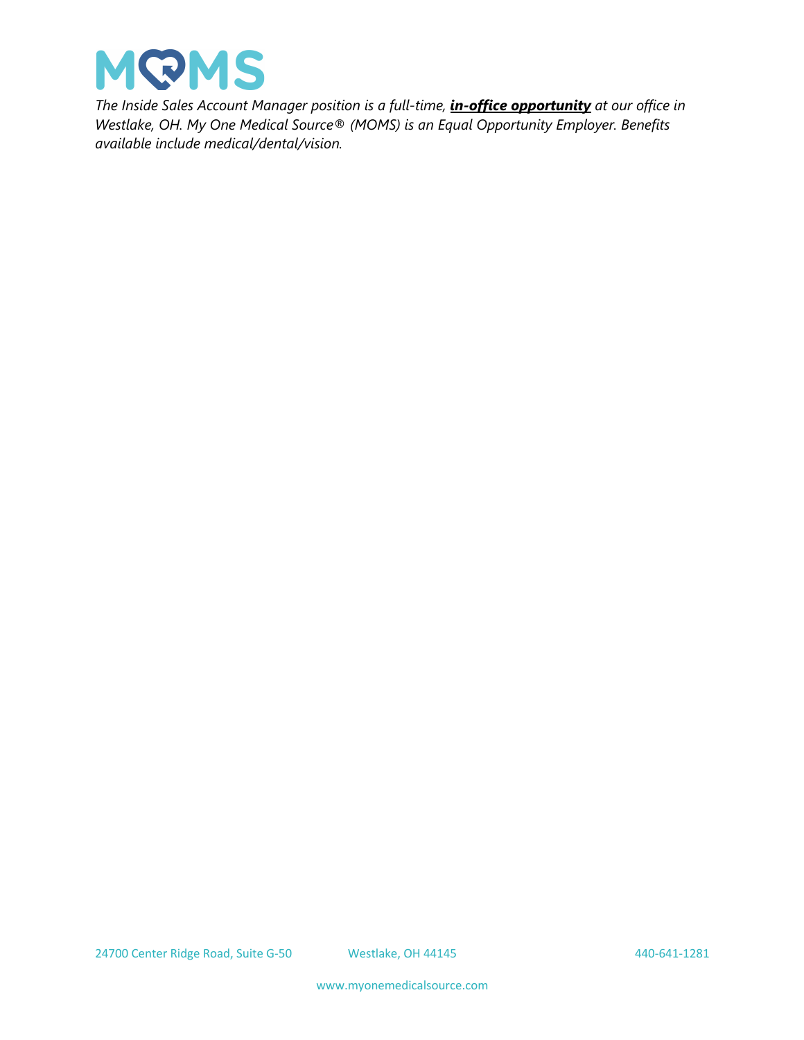*The Inside Sales Account Manager position is a full-time, **in-office opportunity** at our office in Westlake, OH. My One Medical Source® (MOMS) is an Equal Opportunity Employer. Benefits available include medical/dental/vision.*